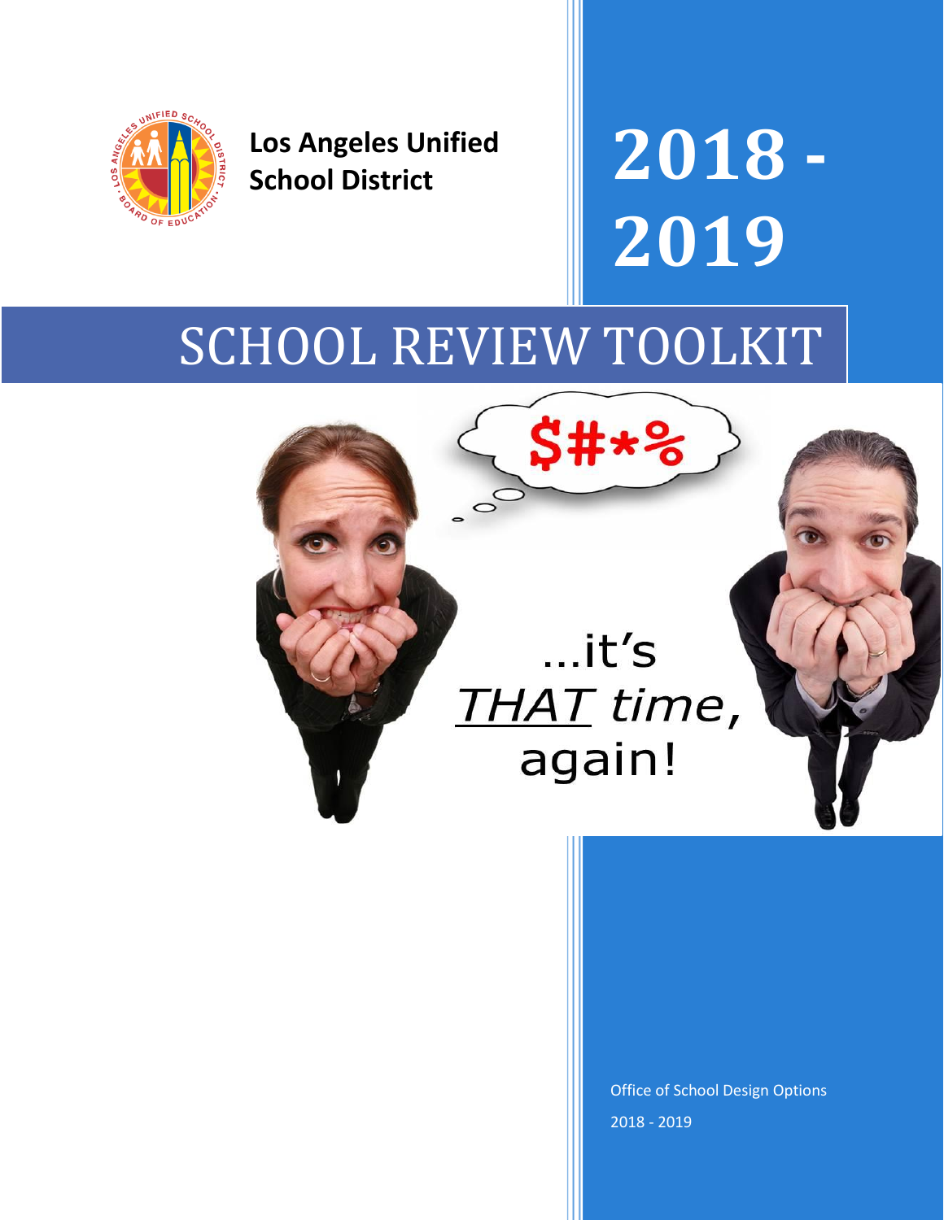**Los Angeles Unified School District**

# 2018 - 2019

# SCHOOL REVIEW TOOLKIT

$#*%

...it's THAT time, again!

Office of School Design Options

2018 - 2019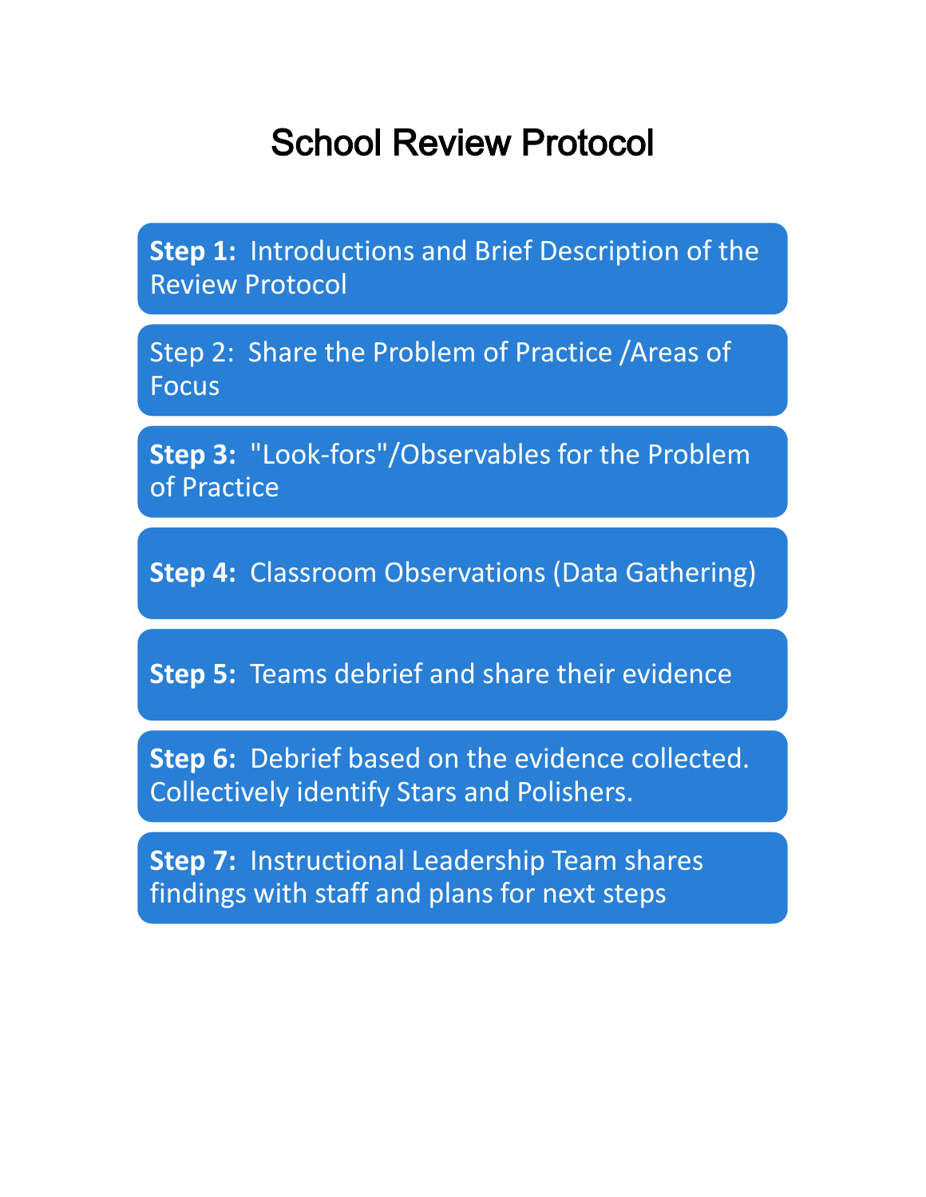# School Review Protocol

**Step 1:** Introductions and Brief Description of the Review Protocol

Step 2: Share the Problem of Practice /Areas of Focus

**Step 3:** "Look-fors"/Observables for the Problem of Practice

**Step 4:** Classroom Observations (Data Gathering)

**Step 5:** Teams debrief and share their evidence

**Step 6:** Debrief based on the evidence collected. Collectively identify Stars and Polishers.

**Step 7:** Instructional Leadership Team shares findings with staff and plans for next steps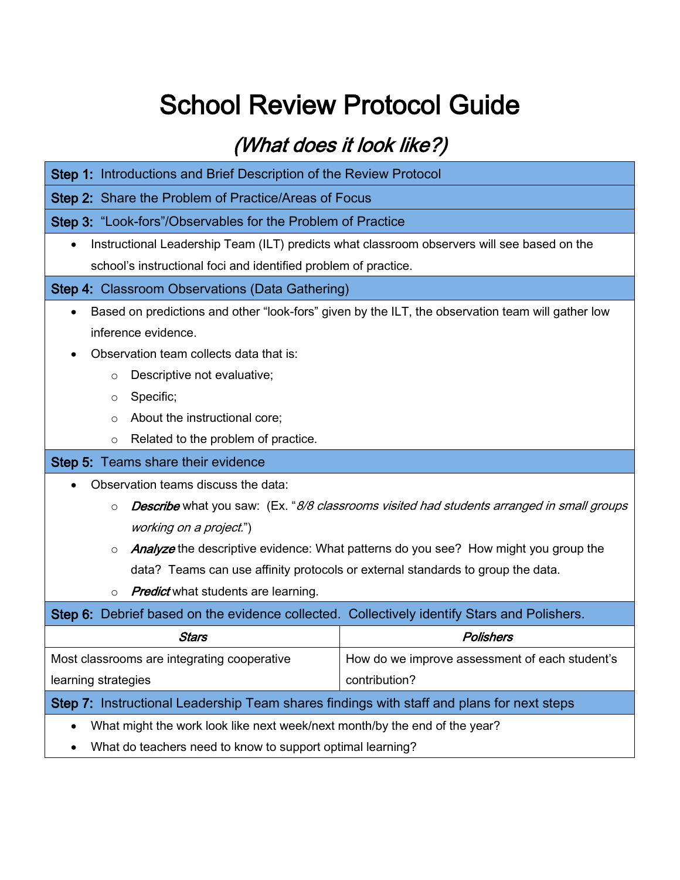# School Review Protocol Guide

## *(What does it look like?)*

**Step 1:** Introductions and Brief Description of the Review Protocol

**Step 2:** Share the Problem of Practice/Areas of Focus

**Step 3:** "Look-fors"/Observables for the Problem of Practice

- Instructional Leadership Team (ILT) predicts what classroom observers will see based on the school's instructional foci and identified problem of practice.

**Step 4:** Classroom Observations (Data Gathering)

- Based on predictions and other "look-fors" given by the ILT, the observation team will gather low inference evidence.
- Observation team collects data that is:
  - Descriptive not evaluative;
  - Specific;
  - About the instructional core;
  - Related to the problem of practice.

**Step 5:** Teams share their evidence

- Observation teams discuss the data:
  - ***Describe*** what you saw: (Ex. "*8/8 classrooms visited had students arranged in small groups working on a project.*")
  - ***Analyze*** the descriptive evidence: What patterns do you see? How might you group the data? Teams can use affinity protocols or external standards to group the data.
  - ***Predict*** what students are learning.

**Step 6:** Debrief based on the evidence collected. Collectively identify Stars and Polishers.

| *Stars* | *Polishers* |
|---|---|
| Most classrooms are integrating cooperative learning strategies | How do we improve assessment of each student's contribution? |

**Step 7:** Instructional Leadership Team shares findings with staff and plans for next steps

- What might the work look like next week/next month/by the end of the year?
- What do teachers need to know to support optimal learning?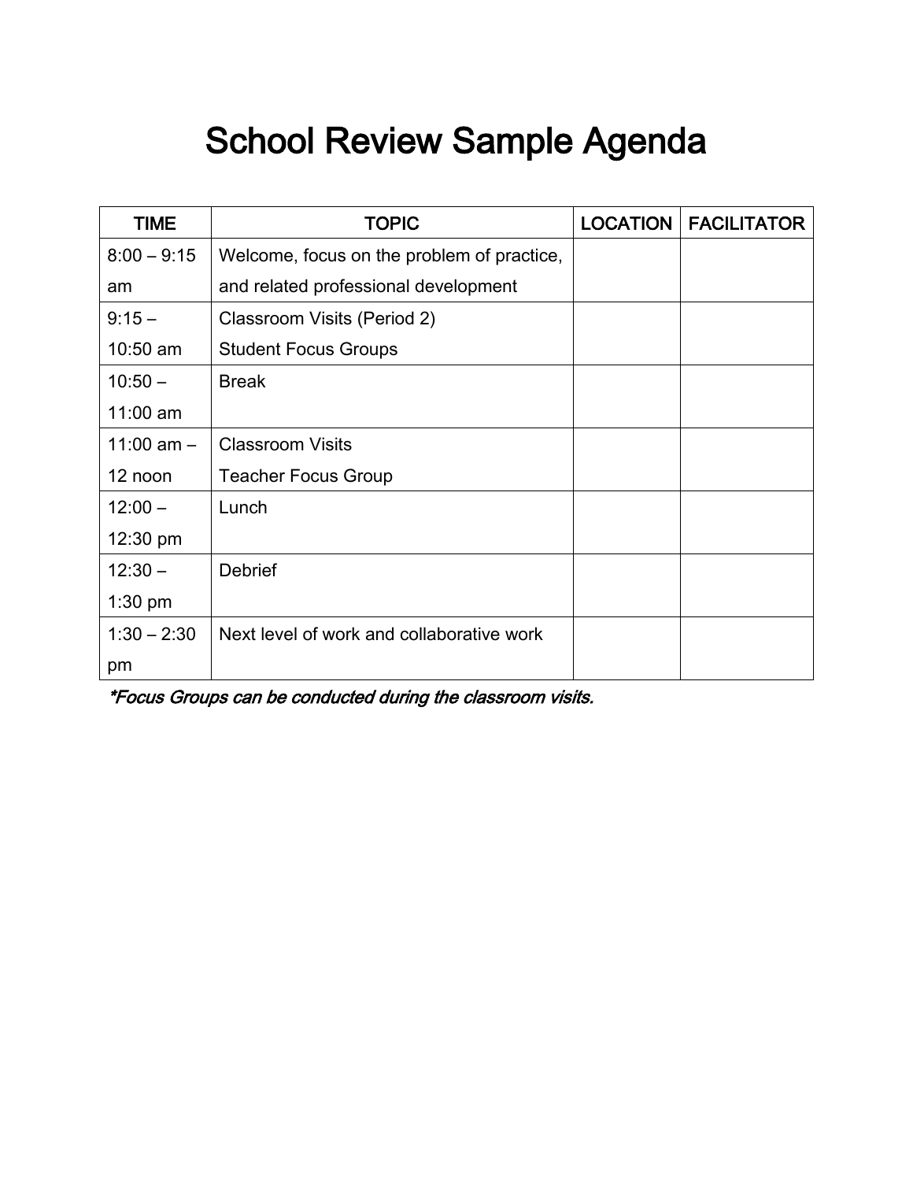# School Review Sample Agenda

| TIME | TOPIC | LOCATION | FACILITATOR |
|---|---|---|---|
| 8:00 – 9:15 am | Welcome, focus on the problem of practice, and related professional development | | |
| 9:15 – 10:50 am | Classroom Visits (Period 2)<br>Student Focus Groups | | |
| 10:50 – 11:00 am | Break | | |
| 11:00 am – 12 noon | Classroom Visits<br>Teacher Focus Group | | |
| 12:00 – 12:30 pm | Lunch | | |
| 12:30 – 1:30 pm | Debrief | | |
| 1:30 – 2:30 pm | Next level of work and collaborative work | | |

*\*Focus Groups can be conducted during the classroom visits.*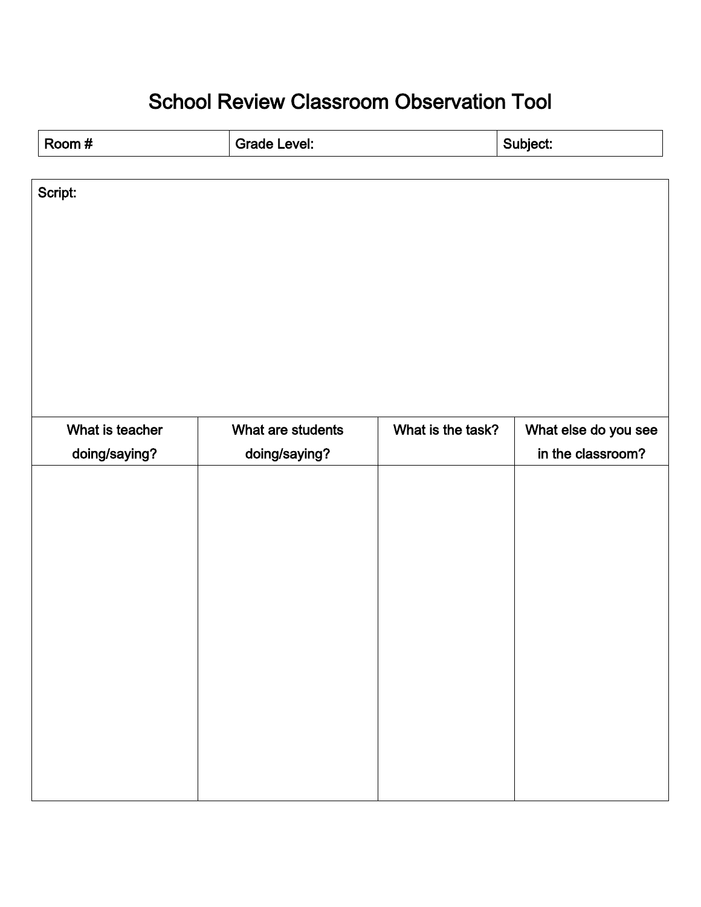# School Review Classroom Observation Tool

| Room # | Grade Level: | Subject: |
|---|---|---|

| Script: | | | |
|---|---|---|---|
| What is teacher doing/saying? | What are students doing/saying? | What is the task? | What else do you see in the classroom? |
| | | | |